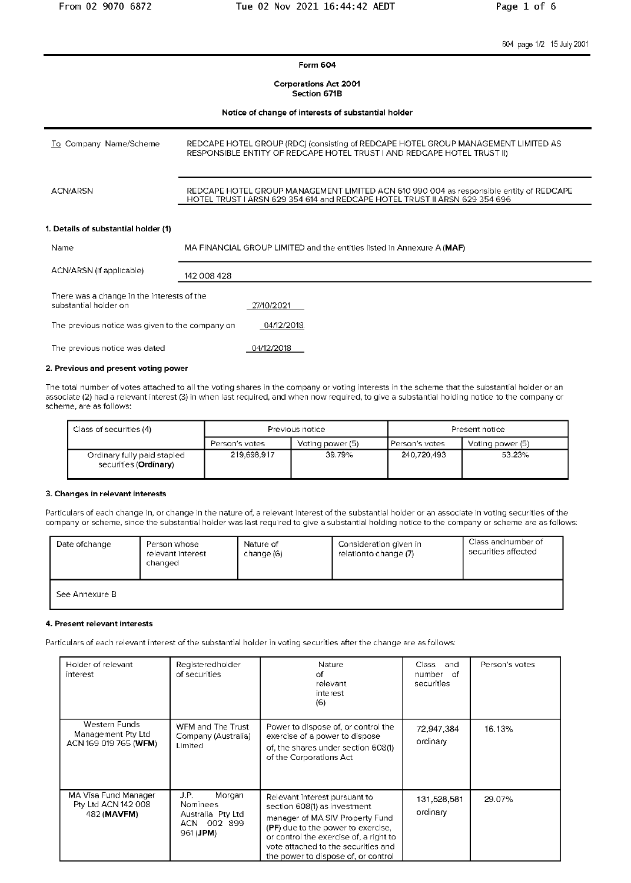604 page 1/2 15 July 2001

**Form 604**

**Corporations Act 2001**
**Section 671B**

**Notice of change of interests of substantial holder**

| | |
|---|---|
| To Company Name/Scheme | REDCAPE HOTEL GROUP (RDC) (consisting of REDCAPE HOTEL GROUP MANAGEMENT LIMITED AS RESPONSIBLE ENTITY OF REDCAPE HOTEL TRUST I AND REDCAPE HOTEL TRUST II) |
| ACN/ARSN | REDCAPE HOTEL GROUP MANAGEMENT LIMITED ACN 610 990 004 as responsible entity of REDCAPE HOTEL TRUST I ARSN 629 354 614 and REDCAPE HOTEL TRUST II ARSN 629 354 696 |

### 1. Details of substantial holder (1)

| | |
|---|---|
| Name | MA FINANCIAL GROUP LIMITED and the entities listed in Annexure A (**MAF**) |
| ACN/ARSN (if applicable) | 142 008 428 |

There was a change in the interests of the substantial holder on 27/10/2021

The previous notice was given to the company on 04/12/2018

The previous notice was dated 04/12/2018

### 2. Previous and present voting power

The total number of votes attached to all the voting shares in the company or voting interests in the scheme that the substantial holder or an associate (2) had a relevant interest (3) in when last required, and when now required, to give a substantial holding notice to the company or scheme, are as follows:

| Class of securities (4) | Previous notice | | Present notice | |
|---|---|---|---|---|
| | Person's votes | Voting power (5) | Person's votes | Voting power (5) |
| Ordinary fully paid stapled securities (**Ordinary**) | 219,698,917 | 39.79% | 240,720,493 | 53.23% |

### 3. Changes in relevant interests

Particulars of each change in, or change in the nature of, a relevant interest of the substantial holder or an associate in voting securities of the company or scheme, since the substantial holder was last required to give a substantial holding notice to the company or scheme are as follows:

| Date of change | Person whose relevant interest changed | Nature of change (6) | Consideration given in relation to change (7) | Class and number of securities affected |
|---|---|---|---|---|
| See Annexure B | | | | |

### 4. Present relevant interests

Particulars of each relevant interest of the substantial holder in voting securities after the change are as follows:

| Holder of relevant interest | Registered holder of securities | Nature of relevant interest (6) | Class and number of securities | Person's votes |
|---|---|---|---|---|
| Western Funds Management Pty Ltd ACN 169 019 765 (**WFM**) | WFM and The Trust Company (Australia) Limited | Power to dispose of, or control the exercise of a power to dispose of, the shares under section 608(1) of the Corporations Act | 72,947,384 ordinary | 16.13% |
| MA Visa Fund Manager Pty Ltd ACN 142 008 482 (**MAVFM**) | J.P. Morgan Nominees Australia Pty Ltd ACN 002 899 961 (**JPM**) | Relevant interest pursuant to section 608(1) as investment manager of MA SIV Property Fund (**PF**) due to the power to exercise, or control the exercise of, a right to vote attached to the securities and the power to dispose of, or control | 131,528,581 ordinary | 29.07% |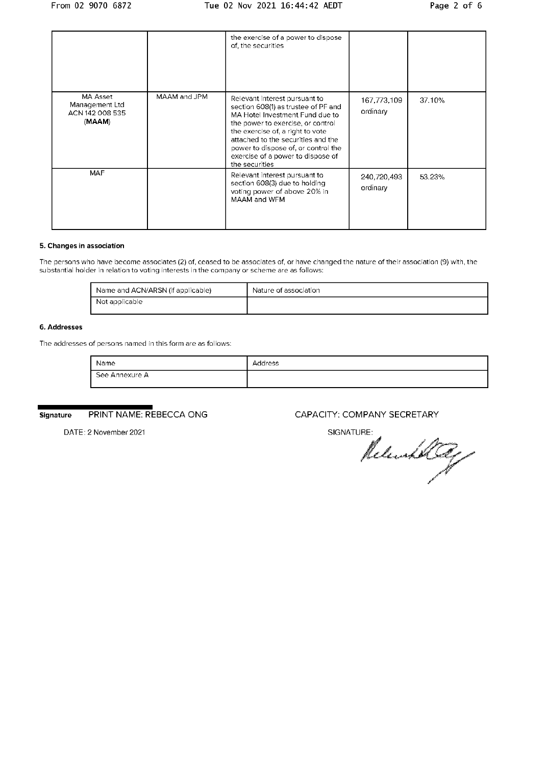|  |  | the exercise of a power to dispose of, the securities |  |  |
|---|---|---|---|---|
| MA Asset Management Ltd ACN 142 008 535 (**MAAM**) | MAAM and JPM | Relevant interest pursuant to section 608(1) as trustee of PF and MA Hotel Investment Fund due to the power to exercise, or control the exercise of, a right to vote attached to the securities and the power to dispose of, or control the exercise of a power to dispose of the securities | 167,773,109 ordinary | 37.10% |
| MAF |  | Relevant interest pursuant to section 608(3) due to holding voting power of above 20% in MAAM and WFM | 240,720,493 ordinary | 53.23% |

### 5. Changes in association

The persons who have become associates (2) of, ceased to be associates of, or have changed the nature of their association (9) with, the substantial holder in relation to voting interests in the company or scheme are as follows:

| Name and ACN/ARSN (if applicable) | Nature of association |
|---|---|
| Not applicable |  |

### 6. Addresses

The addresses of persons named in this form are as follows:

| Name | Address |
|---|---|
| See Annexure A |  |

**Signature** PRINT NAME: REBECCA ONG CAPACITY: COMPANY SECRETARY

DATE: 2 November 2021 SIGNATURE: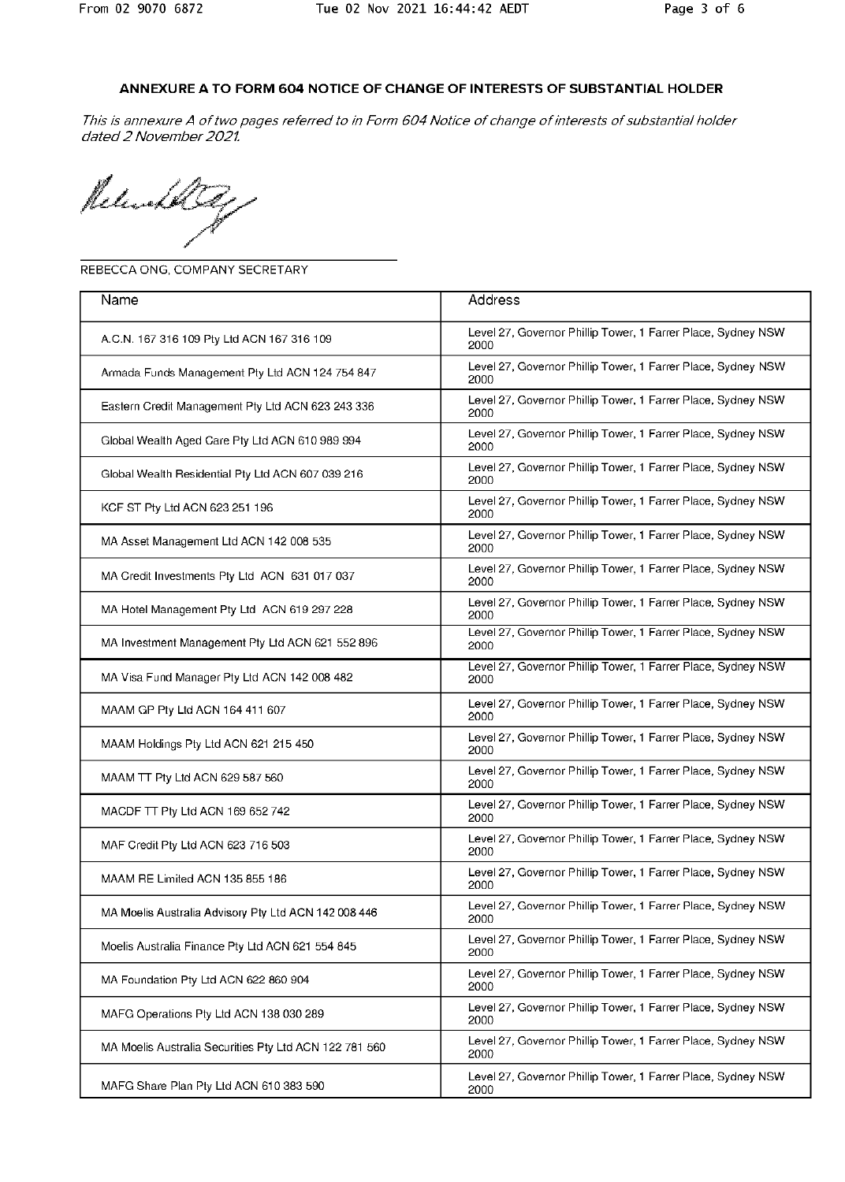**ANNEXURE A TO FORM 604 NOTICE OF CHANGE OF INTERESTS OF SUBSTANTIAL HOLDER**

*This is annexure A of two pages referred to in Form 604 Notice of change of interests of substantial holder dated 2 November 2021.*

REBECCA ONG, COMPANY SECRETARY

| Name | Address |
|---|---|
| A.C.N. 167 316 109 Pty Ltd ACN 167 316 109 | Level 27, Governor Phillip Tower, 1 Farrer Place, Sydney NSW 2000 |
| Armada Funds Management Pty Ltd ACN 124 754 847 | Level 27, Governor Phillip Tower, 1 Farrer Place, Sydney NSW 2000 |
| Eastern Credit Management Pty Ltd ACN 623 243 336 | Level 27, Governor Phillip Tower, 1 Farrer Place, Sydney NSW 2000 |
| Global Wealth Aged Care Pty Ltd ACN 610 989 994 | Level 27, Governor Phillip Tower, 1 Farrer Place, Sydney NSW 2000 |
| Global Wealth Residential Pty Ltd ACN 607 039 216 | Level 27, Governor Phillip Tower, 1 Farrer Place, Sydney NSW 2000 |
| KCF ST Pty Ltd ACN 623 251 196 | Level 27, Governor Phillip Tower, 1 Farrer Place, Sydney NSW 2000 |
| MA Asset Management Ltd ACN 142 008 535 | Level 27, Governor Phillip Tower, 1 Farrer Place, Sydney NSW 2000 |
| MA Credit Investments Pty Ltd ACN 631 017 037 | Level 27, Governor Phillip Tower, 1 Farrer Place, Sydney NSW 2000 |
| MA Hotel Management Pty Ltd ACN 619 297 228 | Level 27, Governor Phillip Tower, 1 Farrer Place, Sydney NSW 2000 |
| MA Investment Management Pty Ltd ACN 621 552 896 | Level 27, Governor Phillip Tower, 1 Farrer Place, Sydney NSW 2000 |
| MA Visa Fund Manager Pty Ltd ACN 142 008 482 | Level 27, Governor Phillip Tower, 1 Farrer Place, Sydney NSW 2000 |
| MAAM GP Pty Ltd ACN 164 411 607 | Level 27, Governor Phillip Tower, 1 Farrer Place, Sydney NSW 2000 |
| MAAM Holdings Pty Ltd ACN 621 215 450 | Level 27, Governor Phillip Tower, 1 Farrer Place, Sydney NSW 2000 |
| MAAM TT Pty Ltd ACN 629 587 560 | Level 27, Governor Phillip Tower, 1 Farrer Place, Sydney NSW 2000 |
| MACDF TT Pty Ltd ACN 169 652 742 | Level 27, Governor Phillip Tower, 1 Farrer Place, Sydney NSW 2000 |
| MAF Credit Pty Ltd ACN 623 716 503 | Level 27, Governor Phillip Tower, 1 Farrer Place, Sydney NSW 2000 |
| MAAM RE Limited ACN 135 855 186 | Level 27, Governor Phillip Tower, 1 Farrer Place, Sydney NSW 2000 |
| MA Moelis Australia Advisory Pty Ltd ACN 142 008 446 | Level 27, Governor Phillip Tower, 1 Farrer Place, Sydney NSW 2000 |
| Moelis Australia Finance Pty Ltd ACN 621 554 845 | Level 27, Governor Phillip Tower, 1 Farrer Place, Sydney NSW 2000 |
| MA Foundation Pty Ltd ACN 622 860 904 | Level 27, Governor Phillip Tower, 1 Farrer Place, Sydney NSW 2000 |
| MAFG Operations Pty Ltd ACN 138 030 289 | Level 27, Governor Phillip Tower, 1 Farrer Place, Sydney NSW 2000 |
| MA Moelis Australia Securities Pty Ltd ACN 122 781 560 | Level 27, Governor Phillip Tower, 1 Farrer Place, Sydney NSW 2000 |
| MAFG Share Plan Pty Ltd ACN 610 383 590 | Level 27, Governor Phillip Tower, 1 Farrer Place, Sydney NSW 2000 |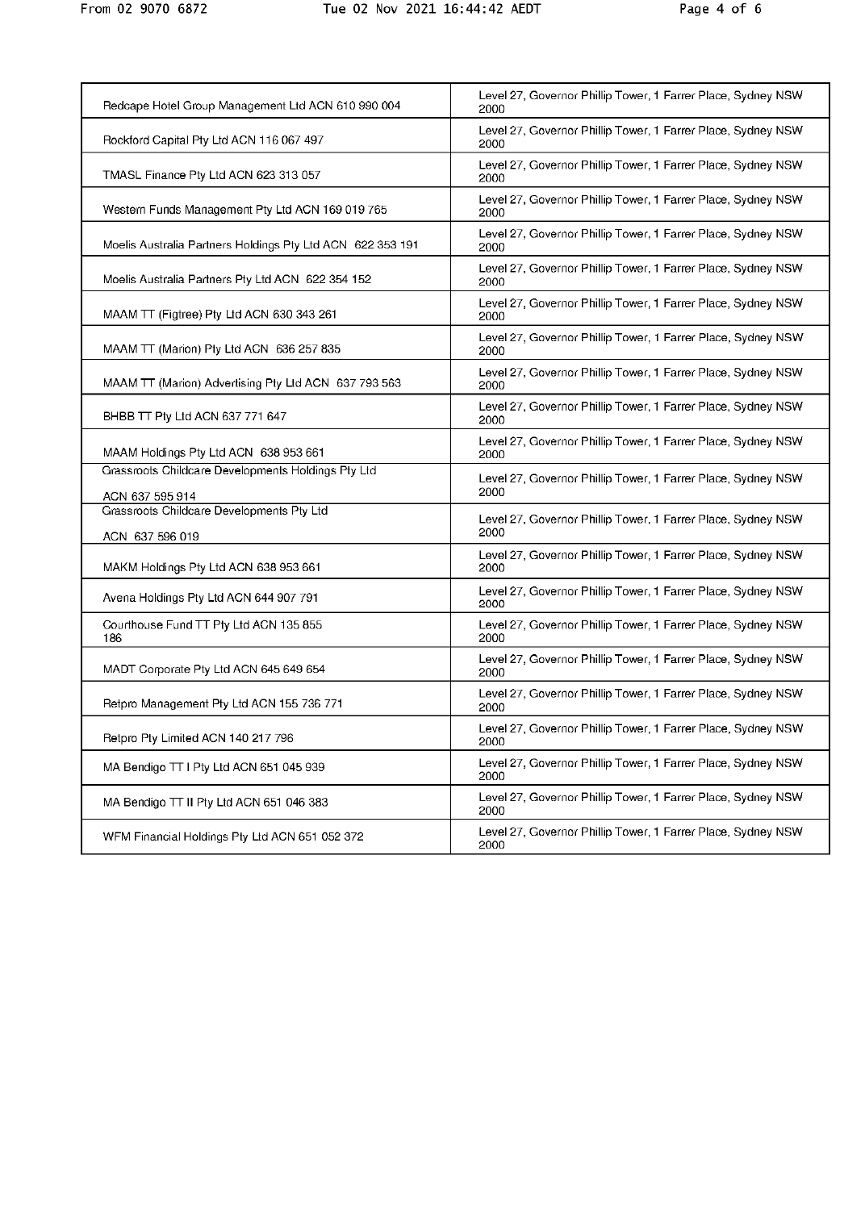| | |
|---|---|
| Redcape Hotel Group Management Ltd ACN 610 990 004 | Level 27, Governor Phillip Tower, 1 Farrer Place, Sydney NSW 2000 |
| Rockford Capital Pty Ltd ACN 116 067 497 | Level 27, Governor Phillip Tower, 1 Farrer Place, Sydney NSW 2000 |
| TMASL Finance Pty Ltd ACN 623 313 057 | Level 27, Governor Phillip Tower, 1 Farrer Place, Sydney NSW 2000 |
| Western Funds Management Pty Ltd ACN 169 019 765 | Level 27, Governor Phillip Tower, 1 Farrer Place, Sydney NSW 2000 |
| Moelis Australia Partners Holdings Pty Ltd ACN 622 353 191 | Level 27, Governor Phillip Tower, 1 Farrer Place, Sydney NSW 2000 |
| Moelis Australia Partners Pty Ltd ACN 622 354 152 | Level 27, Governor Phillip Tower, 1 Farrer Place, Sydney NSW 2000 |
| MAAM TT (Figtree) Pty Ltd ACN 630 343 261 | Level 27, Governor Phillip Tower, 1 Farrer Place, Sydney NSW 2000 |
| MAAM TT (Marion) Pty Ltd ACN 636 257 835 | Level 27, Governor Phillip Tower, 1 Farrer Place, Sydney NSW 2000 |
| MAAM TT (Marion) Advertising Pty Ltd ACN 637 793 563 | Level 27, Governor Phillip Tower, 1 Farrer Place, Sydney NSW 2000 |
| BHBB TT Pty Ltd ACN 637 771 647 | Level 27, Governor Phillip Tower, 1 Farrer Place, Sydney NSW 2000 |
| MAAM Holdings Pty Ltd ACN 638 953 661 | Level 27, Governor Phillip Tower, 1 Farrer Place, Sydney NSW 2000 |
| Grassroots Childcare Developments Holdings Pty Ltd ACN 637 595 914 | Level 27, Governor Phillip Tower, 1 Farrer Place, Sydney NSW 2000 |
| Grassroots Childcare Developments Pty Ltd ACN 637 596 019 | Level 27, Governor Phillip Tower, 1 Farrer Place, Sydney NSW 2000 |
| MAKM Holdings Pty Ltd ACN 638 953 661 | Level 27, Governor Phillip Tower, 1 Farrer Place, Sydney NSW 2000 |
| Avena Holdings Pty Ltd ACN 644 907 791 | Level 27, Governor Phillip Tower, 1 Farrer Place, Sydney NSW 2000 |
| Courthouse Fund TT Pty Ltd ACN 135 855 186 | Level 27, Governor Phillip Tower, 1 Farrer Place, Sydney NSW 2000 |
| MADT Corporate Pty Ltd ACN 645 649 654 | Level 27, Governor Phillip Tower, 1 Farrer Place, Sydney NSW 2000 |
| Retpro Management Pty Ltd ACN 155 736 771 | Level 27, Governor Phillip Tower, 1 Farrer Place, Sydney NSW 2000 |
| Retpro Pty Limited ACN 140 217 796 | Level 27, Governor Phillip Tower, 1 Farrer Place, Sydney NSW 2000 |
| MA Bendigo TT I Pty Ltd ACN 651 045 939 | Level 27, Governor Phillip Tower, 1 Farrer Place, Sydney NSW 2000 |
| MA Bendigo TT II Pty Ltd ACN 651 046 383 | Level 27, Governor Phillip Tower, 1 Farrer Place, Sydney NSW 2000 |
| WFM Financial Holdings Pty Ltd ACN 651 052 372 | Level 27, Governor Phillip Tower, 1 Farrer Place, Sydney NSW 2000 |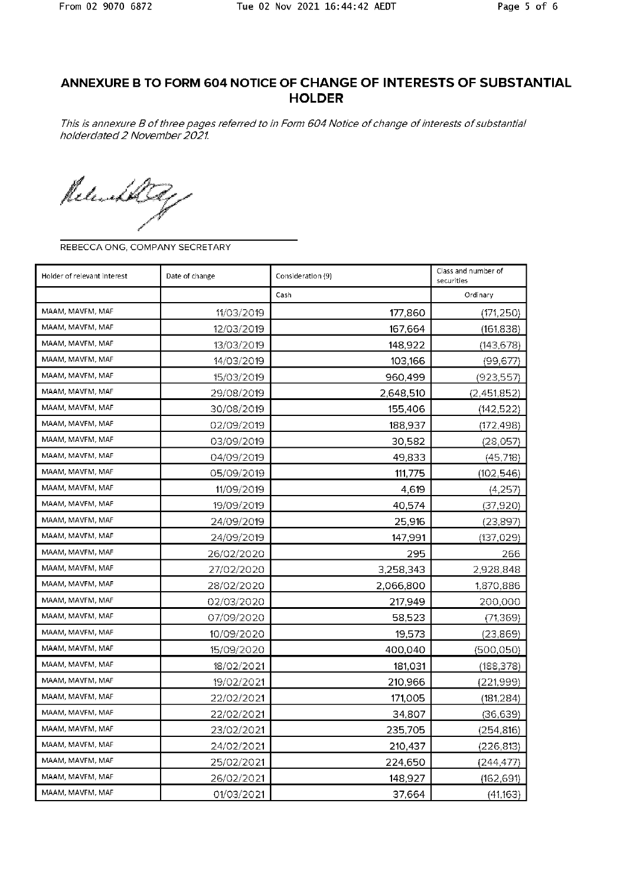## ANNEXURE B TO FORM 604 NOTICE OF CHANGE OF INTERESTS OF SUBSTANTIAL HOLDER

*This is annexure B of three pages referred to in Form 604 Notice of change of interests of substantial holderdated 2 November 2021.*

REBECCA ONG, COMPANY SECRETARY

| Holder of relevant interest | Date of change | Consideration (9) | Class and number of securities |
|---|---|---|---|
| | | Cash | Ordinary |
| MAAM, MAVFM, MAF | 11/03/2019 | 177,860 | (171,250) |
| MAAM, MAVFM, MAF | 12/03/2019 | 167,664 | (161,838) |
| MAAM, MAVFM, MAF | 13/03/2019 | 148,922 | (143,678) |
| MAAM, MAVFM, MAF | 14/03/2019 | 103,166 | (99,677) |
| MAAM, MAVFM, MAF | 15/03/2019 | 960,499 | (923,557) |
| MAAM, MAVFM, MAF | 29/08/2019 | 2,648,510 | (2,451,852) |
| MAAM, MAVFM, MAF | 30/08/2019 | 155,406 | (142,522) |
| MAAM, MAVFM, MAF | 02/09/2019 | 188,937 | (172,498) |
| MAAM, MAVFM, MAF | 03/09/2019 | 30,582 | (28,057) |
| MAAM, MAVFM, MAF | 04/09/2019 | 49,833 | (45,718) |
| MAAM, MAVFM, MAF | 05/09/2019 | 111,775 | (102,546) |
| MAAM, MAVFM, MAF | 11/09/2019 | 4,619 | (4,257) |
| MAAM, MAVFM, MAF | 19/09/2019 | 40,574 | (37,920) |
| MAAM, MAVFM, MAF | 24/09/2019 | 25,916 | (23,897) |
| MAAM, MAVFM, MAF | 24/09/2019 | 147,991 | (137,029) |
| MAAM, MAVFM, MAF | 26/02/2020 | 295 | 266 |
| MAAM, MAVFM, MAF | 27/02/2020 | 3,258,343 | 2,928,848 |
| MAAM, MAVFM, MAF | 28/02/2020 | 2,066,800 | 1,870,886 |
| MAAM, MAVFM, MAF | 02/03/2020 | 217,949 | 200,000 |
| MAAM, MAVFM, MAF | 07/09/2020 | 58,523 | (71,369) |
| MAAM, MAVFM, MAF | 10/09/2020 | 19,573 | (23,869) |
| MAAM, MAVFM, MAF | 15/09/2020 | 400,040 | (500,050) |
| MAAM, MAVFM, MAF | 18/02/2021 | 181,031 | (188,378) |
| MAAM, MAVFM, MAF | 19/02/2021 | 210,966 | (221,999) |
| MAAM, MAVFM, MAF | 22/02/2021 | 171,005 | (181,284) |
| MAAM, MAVFM, MAF | 22/02/2021 | 34,807 | (36,639) |
| MAAM, MAVFM, MAF | 23/02/2021 | 235,705 | (254,816) |
| MAAM, MAVFM, MAF | 24/02/2021 | 210,437 | (226,813) |
| MAAM, MAVFM, MAF | 25/02/2021 | 224,650 | (244,477) |
| MAAM, MAVFM, MAF | 26/02/2021 | 148,927 | (162,691) |
| MAAM, MAVFM, MAF | 01/03/2021 | 37,664 | (41,163) |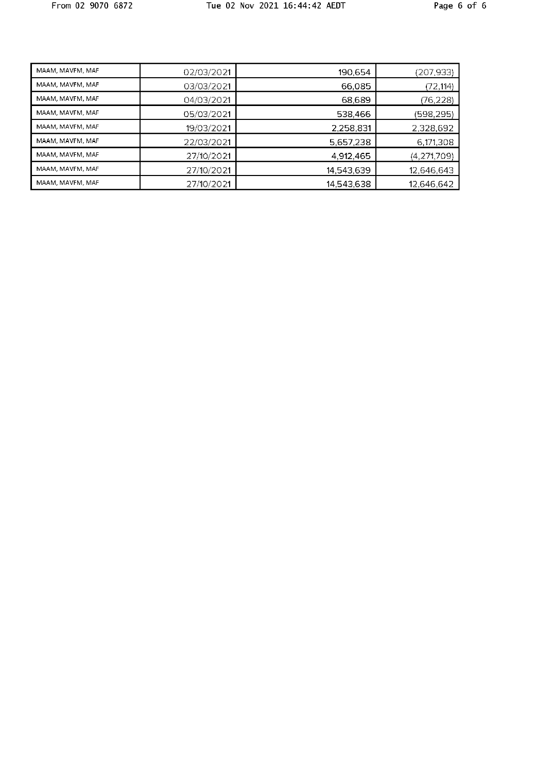| | | | |
|---|---|---|---|
| MAAM, MAVFM, MAF | 02/03/2021 | 190,654 | (207,933) |
| MAAM, MAVFM, MAF | 03/03/2021 | 66,085 | (72,114) |
| MAAM, MAVFM, MAF | 04/03/2021 | 68,689 | (76,228) |
| MAAM, MAVFM, MAF | 05/03/2021 | 538,466 | (598,295) |
| MAAM, MAVFM, MAF | 19/03/2021 | 2,258,831 | 2,328,692 |
| MAAM, MAVFM, MAF | 22/03/2021 | 5,657,238 | 6,171,308 |
| MAAM, MAVFM, MAF | 27/10/2021 | 4,912,465 | (4,271,709) |
| MAAM, MAVFM, MAF | 27/10/2021 | 14,543,639 | 12,646,643 |
| MAAM, MAVFM, MAF | 27/10/2021 | 14,543,638 | 12,646,642 |